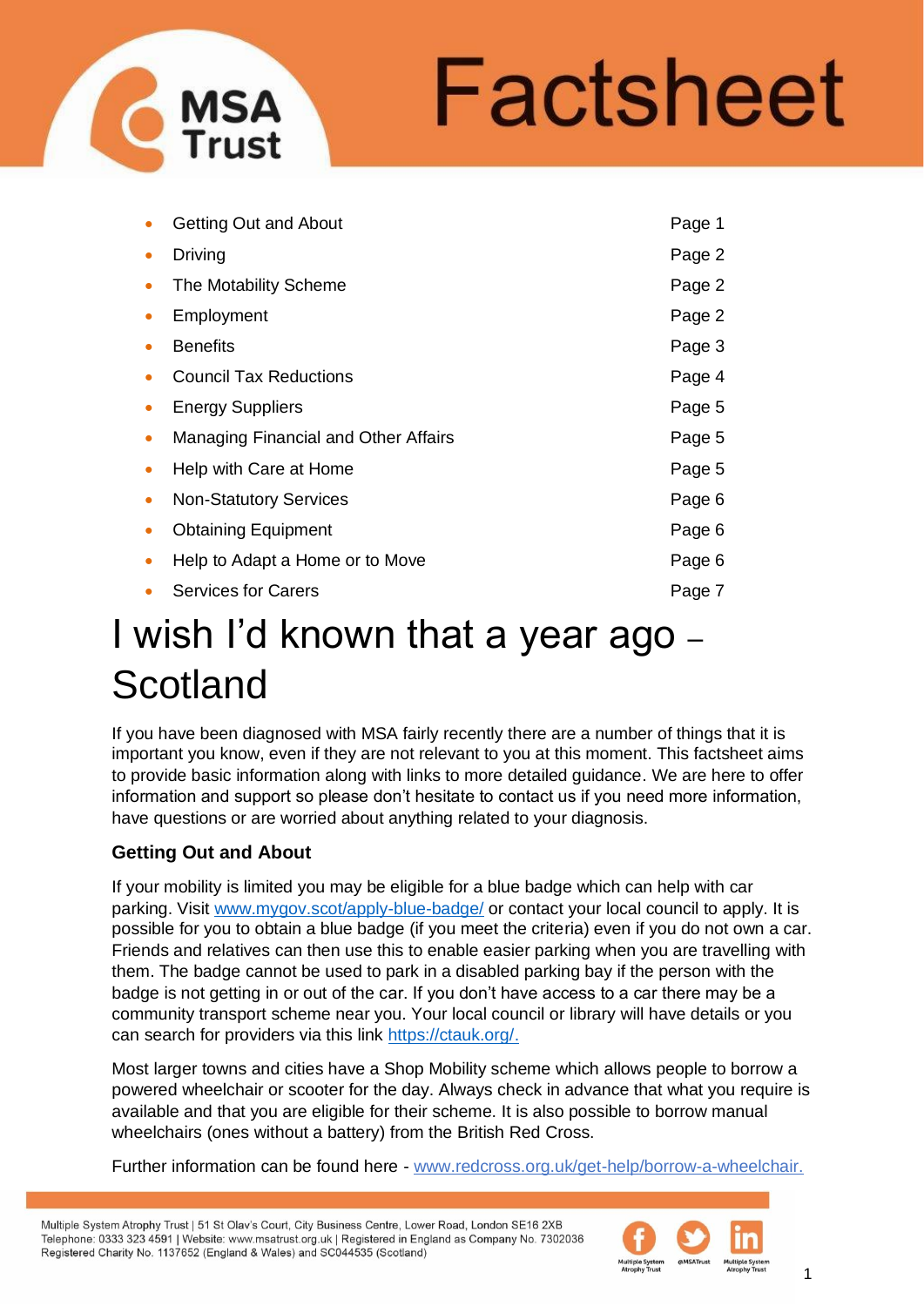# Factsheet

- Getting Out and About Page 1
- Driving Page 2
- The Motability Scheme Page 2
- Employment Page 2
- Benefits Page 3
- Council Tax Reductions Page 4
- Energy Suppliers Page 5
- Managing Financial and Other Affairs Page 5
- Help with Care at Home Page 5
- Non-Statutory Services Page 6
- Obtaining Equipment Page 6
- Help to Adapt a Home or to Move Page 6
- Services for Carers Page 7

# I wish I'd known that a year ago – Scotland

If you have been diagnosed with MSA fairly recently there are a number of things that it is important you know, even if they are not relevant to you at this moment. This factsheet aims to provide basic information along with links to more detailed guidance. We are here to offer information and support so please don't hesitate to contact us if you need more information, have questions or are worried about anything related to your diagnosis.

**Getting Out and About**

If your mobility is limited you may be eligible for a blue badge which can help with car parking. Visit www.mygov.scot/apply-blue-badge/ or contact your local council to apply. It is possible for you to obtain a blue badge (if you meet the criteria) even if you do not own a car. Friends and relatives can then use this to enable easier parking when you are travelling with them. The badge cannot be used to park in a disabled parking bay if the person with the badge is not getting in or out of the car. If you don't have access to a car there may be a community transport scheme near you. Your local council or library will have details or you can search for providers via this link https://ctauk.org/.

Most larger towns and cities have a Shop Mobility scheme which allows people to borrow a powered wheelchair or scooter for the day. Always check in advance that what you require is available and that you are eligible for their scheme. It is also possible to borrow manual wheelchairs (ones without a battery) from the British Red Cross.

Further information can be found here - www.redcross.org.uk/get-help/borrow-a-wheelchair.

Multiple System Atrophy Trust | 51 St Olav's Court, City Business Centre, Lower Road, London SE16 2XB
Telephone: 0333 323 4591 | Website: www.msatrust.org.uk | Registered in England as Company No. 7302036
Registered Charity No. 1137652 (England & Wales) and SC044535 (Scotland)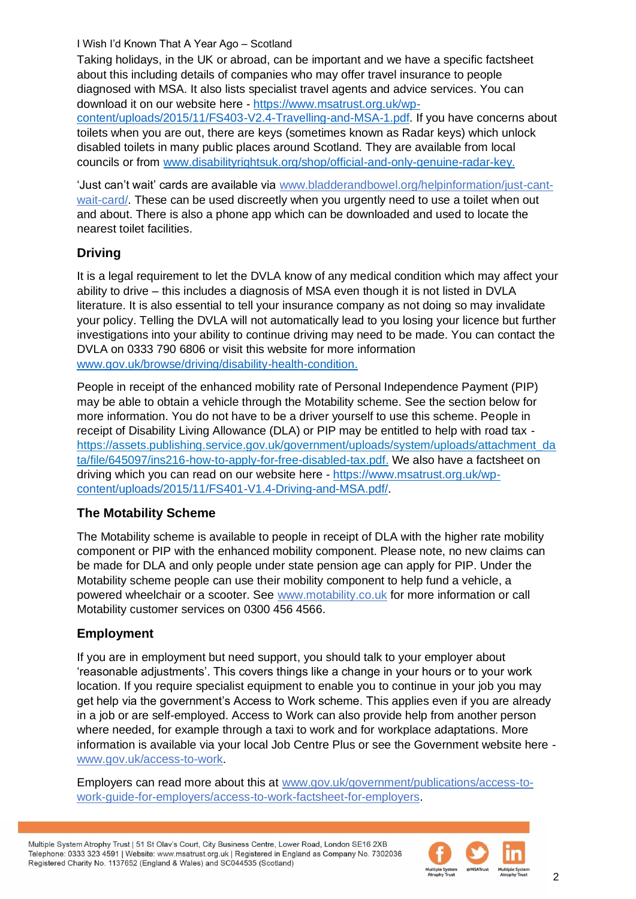Taking holidays, in the UK or abroad, can be important and we have a specific factsheet about this including details of companies who may offer travel insurance to people diagnosed with MSA. It also lists specialist travel agents and advice services. You can download it on our website here - https://www.msatrust.org.uk/wp-content/uploads/2015/11/FS403-V2.4-Travelling-and-MSA-1.pdf. If you have concerns about toilets when you are out, there are keys (sometimes known as Radar keys) which unlock disabled toilets in many public places around Scotland. They are available from local councils or from www.disabilityrightsuk.org/shop/official-and-only-genuine-radar-key.

'Just can't wait' cards are available via www.bladderandbowel.org/helpinformation/just-cant-wait-card/. These can be used discreetly when you urgently need to use a toilet when out and about. There is also a phone app which can be downloaded and used to locate the nearest toilet facilities.

## Driving

It is a legal requirement to let the DVLA know of any medical condition which may affect your ability to drive – this includes a diagnosis of MSA even though it is not listed in DVLA literature. It is also essential to tell your insurance company as not doing so may invalidate your policy. Telling the DVLA will not automatically lead to you losing your licence but further investigations into your ability to continue driving may need to be made. You can contact the DVLA on 0333 790 6806 or visit this website for more information www.gov.uk/browse/driving/disability-health-condition.

People in receipt of the enhanced mobility rate of Personal Independence Payment (PIP) may be able to obtain a vehicle through the Motability scheme. See the section below for more information. You do not have to be a driver yourself to use this scheme. People in receipt of Disability Living Allowance (DLA) or PIP may be entitled to help with road tax - https://assets.publishing.service.gov.uk/government/uploads/system/uploads/attachment_data/file/645097/ins216-how-to-apply-for-free-disabled-tax.pdf. We also have a factsheet on driving which you can read on our website here - https://www.msatrust.org.uk/wp-content/uploads/2015/11/FS401-V1.4-Driving-and-MSA.pdf/.

## The Motability Scheme

The Motability scheme is available to people in receipt of DLA with the higher rate mobility component or PIP with the enhanced mobility component. Please note, no new claims can be made for DLA and only people under state pension age can apply for PIP. Under the Motability scheme people can use their mobility component to help fund a vehicle, a powered wheelchair or a scooter. See www.motability.co.uk for more information or call Motability customer services on 0300 456 4566.

## Employment

If you are in employment but need support, you should talk to your employer about 'reasonable adjustments'. This covers things like a change in your hours or to your work location. If you require specialist equipment to enable you to continue in your job you may get help via the government's Access to Work scheme. This applies even if you are already in a job or are self-employed. Access to Work can also provide help from another person where needed, for example through a taxi to work and for workplace adaptations. More information is available via your local Job Centre Plus or see the Government website here - www.gov.uk/access-to-work.

Employers can read more about this at www.gov.uk/government/publications/access-to-work-guide-for-employers/access-to-work-factsheet-for-employers.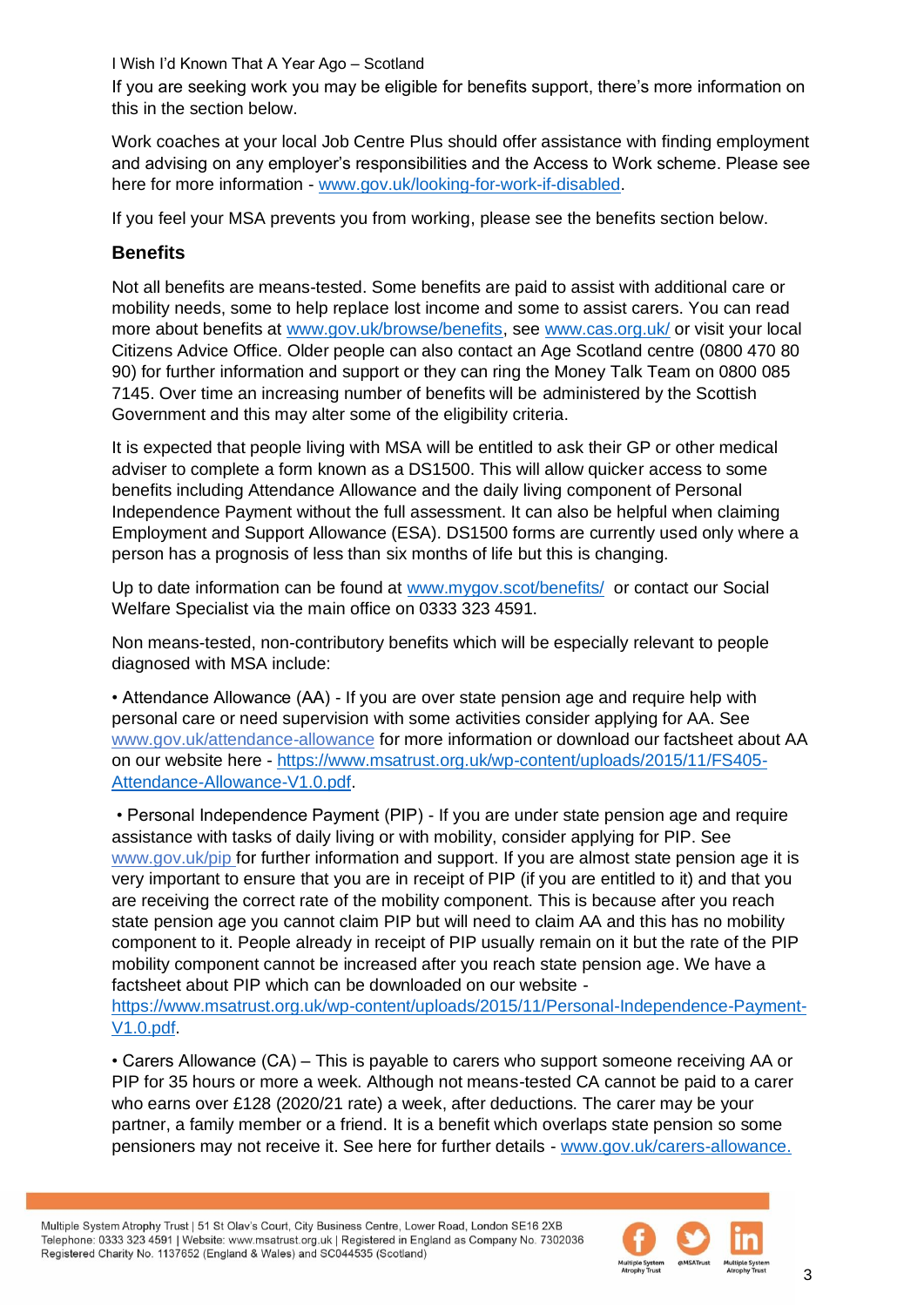If you are seeking work you may be eligible for benefits support, there's more information on this in the section below.

Work coaches at your local Job Centre Plus should offer assistance with finding employment and advising on any employer's responsibilities and the Access to Work scheme. Please see here for more information - www.gov.uk/looking-for-work-if-disabled.

If you feel your MSA prevents you from working, please see the benefits section below.

## Benefits

Not all benefits are means-tested. Some benefits are paid to assist with additional care or mobility needs, some to help replace lost income and some to assist carers. You can read more about benefits at www.gov.uk/browse/benefits, see www.cas.org.uk/ or visit your local Citizens Advice Office. Older people can also contact an Age Scotland centre (0800 470 80 90) for further information and support or they can ring the Money Talk Team on 0800 085 7145. Over time an increasing number of benefits will be administered by the Scottish Government and this may alter some of the eligibility criteria.

It is expected that people living with MSA will be entitled to ask their GP or other medical adviser to complete a form known as a DS1500. This will allow quicker access to some benefits including Attendance Allowance and the daily living component of Personal Independence Payment without the full assessment. It can also be helpful when claiming Employment and Support Allowance (ESA). DS1500 forms are currently used only where a person has a prognosis of less than six months of life but this is changing.

Up to date information can be found at www.mygov.scot/benefits/ or contact our Social Welfare Specialist via the main office on 0333 323 4591.

Non means-tested, non-contributory benefits which will be especially relevant to people diagnosed with MSA include:

- Attendance Allowance (AA) - If you are over state pension age and require help with personal care or need supervision with some activities consider applying for AA. See www.gov.uk/attendance-allowance for more information or download our factsheet about AA on our website here - https://www.msatrust.org.uk/wp-content/uploads/2015/11/FS405-Attendance-Allowance-V1.0.pdf.

- Personal Independence Payment (PIP) - If you are under state pension age and require assistance with tasks of daily living or with mobility, consider applying for PIP. See www.gov.uk/pip for further information and support. If you are almost state pension age it is very important to ensure that you are in receipt of PIP (if you are entitled to it) and that you are receiving the correct rate of the mobility component. This is because after you reach state pension age you cannot claim PIP but will need to claim AA and this has no mobility component to it. People already in receipt of PIP usually remain on it but the rate of the PIP mobility component cannot be increased after you reach state pension age. We have a factsheet about PIP which can be downloaded on our website - https://www.msatrust.org.uk/wp-content/uploads/2015/11/Personal-Independence-Payment-V1.0.pdf.

- Carers Allowance (CA) – This is payable to carers who support someone receiving AA or PIP for 35 hours or more a week. Although not means-tested CA cannot be paid to a carer who earns over £128 (2020/21 rate) a week, after deductions. The carer may be your partner, a family member or a friend. It is a benefit which overlaps state pension so some pensioners may not receive it. See here for further details - www.gov.uk/carers-allowance.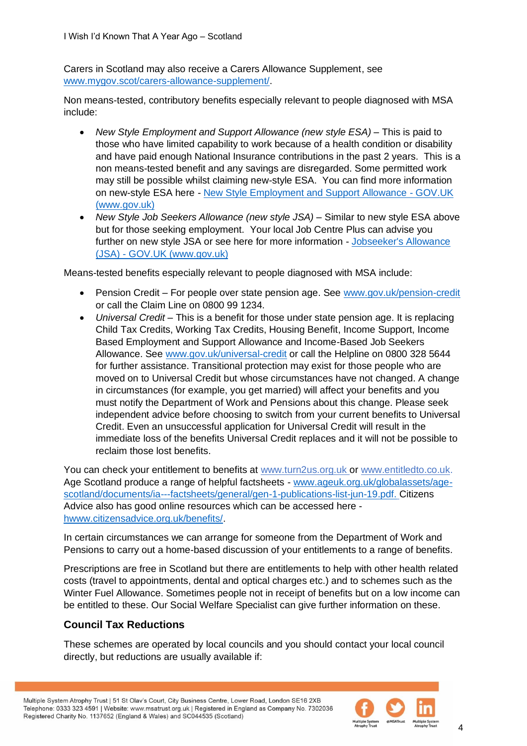Carers in Scotland may also receive a Carers Allowance Supplement, see [www.mygov.scot/carers-allowance-supplement/](http://www.mygov.scot/carers-allowance-supplement/).

Non means-tested, contributory benefits especially relevant to people diagnosed with MSA include:

- *New Style Employment and Support Allowance (new style ESA)* – This is paid to those who have limited capability to work because of a health condition or disability and have paid enough National Insurance contributions in the past 2 years. This is a non means-tested benefit and any savings are disregarded. Some permitted work may still be possible whilst claiming new-style ESA. You can find more information on new-style ESA here - New Style Employment and Support Allowance - GOV.UK (www.gov.uk)
- *New Style Job Seekers Allowance (new style JSA)* – Similar to new style ESA above but for those seeking employment. Your local Job Centre Plus can advise you further on new style JSA or see here for more information - Jobseeker's Allowance (JSA) - GOV.UK (www.gov.uk)

Means-tested benefits especially relevant to people diagnosed with MSA include:

- Pension Credit – For people over state pension age. See [www.gov.uk/pension-credit](http://www.gov.uk/pension-credit) or call the Claim Line on 0800 99 1234.
- *Universal Credit* – This is a benefit for those under state pension age. It is replacing Child Tax Credits, Working Tax Credits, Housing Benefit, Income Support, Income Based Employment and Support Allowance and Income-Based Job Seekers Allowance. See [www.gov.uk/universal-credit](http://www.gov.uk/universal-credit) or call the Helpline on 0800 328 5644 for further assistance. Transitional protection may exist for those people who are moved on to Universal Credit but whose circumstances have not changed. A change in circumstances (for example, you get married) will affect your benefits and you must notify the Department of Work and Pensions about this change. Please seek independent advice before choosing to switch from your current benefits to Universal Credit. Even an unsuccessful application for Universal Credit will result in the immediate loss of the benefits Universal Credit replaces and it will not be possible to reclaim those lost benefits.

You can check your entitlement to benefits at [www.turn2us.org.uk](http://www.turn2us.org.uk) or [www.entitledto.co.uk](http://www.entitledto.co.uk). Age Scotland produce a range of helpful factsheets - [www.ageuk.org.uk/globalassets/age-scotland/documents/ia---factsheets/general/gen-1-publications-list-jun-19.pdf](http://www.ageuk.org.uk/globalassets/age-scotland/documents/ia---factsheets/general/gen-1-publications-list-jun-19.pdf). Citizens Advice also has good online resources which can be accessed here - [hwww.citizensadvice.org.uk/benefits/](hwww.citizensadvice.org.uk/benefits/).

In certain circumstances we can arrange for someone from the Department of Work and Pensions to carry out a home-based discussion of your entitlements to a range of benefits.

Prescriptions are free in Scotland but there are entitlements to help with other health related costs (travel to appointments, dental and optical charges etc.) and to schemes such as the Winter Fuel Allowance. Sometimes people not in receipt of benefits but on a low income can be entitled to these. Our Social Welfare Specialist can give further information on these.

## Council Tax Reductions

These schemes are operated by local councils and you should contact your local council directly, but reductions are usually available if: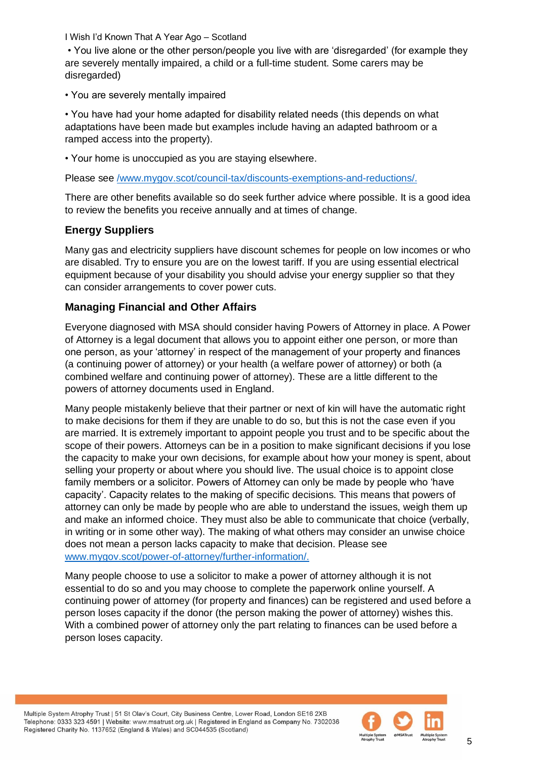• You live alone or the other person/people you live with are 'disregarded' (for example they are severely mentally impaired, a child or a full-time student. Some carers may be disregarded)

• You are severely mentally impaired

• You have had your home adapted for disability related needs (this depends on what adaptations have been made but examples include having an adapted bathroom or a ramped access into the property).

• Your home is unoccupied as you are staying elsewhere.

Please see /www.mygov.scot/council-tax/discounts-exemptions-and-reductions/.

There are other benefits available so do seek further advice where possible. It is a good idea to review the benefits you receive annually and at times of change.

### Energy Suppliers

Many gas and electricity suppliers have discount schemes for people on low incomes or who are disabled. Try to ensure you are on the lowest tariff. If you are using essential electrical equipment because of your disability you should advise your energy supplier so that they can consider arrangements to cover power cuts.

### Managing Financial and Other Affairs

Everyone diagnosed with MSA should consider having Powers of Attorney in place. A Power of Attorney is a legal document that allows you to appoint either one person, or more than one person, as your 'attorney' in respect of the management of your property and finances (a continuing power of attorney) or your health (a welfare power of attorney) or both (a combined welfare and continuing power of attorney). These are a little different to the powers of attorney documents used in England.

Many people mistakenly believe that their partner or next of kin will have the automatic right to make decisions for them if they are unable to do so, but this is not the case even if you are married. It is extremely important to appoint people you trust and to be specific about the scope of their powers. Attorneys can be in a position to make significant decisions if you lose the capacity to make your own decisions, for example about how your money is spent, about selling your property or about where you should live. The usual choice is to appoint close family members or a solicitor. Powers of Attorney can only be made by people who 'have capacity'. Capacity relates to the making of specific decisions. This means that powers of attorney can only be made by people who are able to understand the issues, weigh them up and make an informed choice. They must also be able to communicate that choice (verbally, in writing or in some other way). The making of what others may consider an unwise choice does not mean a person lacks capacity to make that decision. Please see www.mygov.scot/power-of-attorney/further-information/.

Many people choose to use a solicitor to make a power of attorney although it is not essential to do so and you may choose to complete the paperwork online yourself. A continuing power of attorney (for property and finances) can be registered and used before a person loses capacity if the donor (the person making the power of attorney) wishes this. With a combined power of attorney only the part relating to finances can be used before a person loses capacity.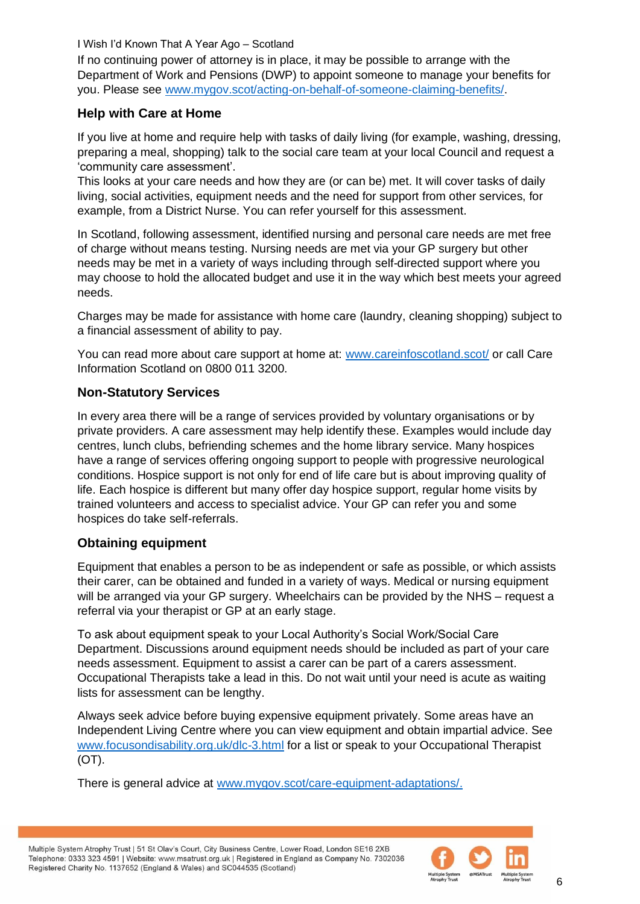If no continuing power of attorney is in place, it may be possible to arrange with the Department of Work and Pensions (DWP) to appoint someone to manage your benefits for you. Please see [www.mygov.scot/acting-on-behalf-of-someone-claiming-benefits/](www.mygov.scot/acting-on-behalf-of-someone-claiming-benefits/).

### Help with Care at Home

If you live at home and require help with tasks of daily living (for example, washing, dressing, preparing a meal, shopping) talk to the social care team at your local Council and request a 'community care assessment'.
This looks at your care needs and how they are (or can be) met. It will cover tasks of daily living, social activities, equipment needs and the need for support from other services, for example, from a District Nurse. You can refer yourself for this assessment.

In Scotland, following assessment, identified nursing and personal care needs are met free of charge without means testing. Nursing needs are met via your GP surgery but other needs may be met in a variety of ways including through self-directed support where you may choose to hold the allocated budget and use it in the way which best meets your agreed needs.

Charges may be made for assistance with home care (laundry, cleaning shopping) subject to a financial assessment of ability to pay.

You can read more about care support at home at: [www.careinfoscotland.scot/](www.careinfoscotland.scot/) or call Care Information Scotland on 0800 011 3200.

### Non-Statutory Services

In every area there will be a range of services provided by voluntary organisations or by private providers. A care assessment may help identify these. Examples would include day centres, lunch clubs, befriending schemes and the home library service. Many hospices have a range of services offering ongoing support to people with progressive neurological conditions. Hospice support is not only for end of life care but is about improving quality of life. Each hospice is different but many offer day hospice support, regular home visits by trained volunteers and access to specialist advice. Your GP can refer you and some hospices do take self-referrals.

### Obtaining equipment

Equipment that enables a person to be as independent or safe as possible, or which assists their carer, can be obtained and funded in a variety of ways. Medical or nursing equipment will be arranged via your GP surgery. Wheelchairs can be provided by the NHS – request a referral via your therapist or GP at an early stage.

To ask about equipment speak to your Local Authority's Social Work/Social Care Department. Discussions around equipment needs should be included as part of your care needs assessment. Equipment to assist a carer can be part of a carers assessment. Occupational Therapists take a lead in this. Do not wait until your need is acute as waiting lists for assessment can be lengthy.

Always seek advice before buying expensive equipment privately. Some areas have an Independent Living Centre where you can view equipment and obtain impartial advice. See [www.focusondisability.org.uk/dlc-3.html](www.focusondisability.org.uk/dlc-3.html) for a list or speak to your Occupational Therapist (OT).

There is general advice at [www.mygov.scot/care-equipment-adaptations/.](www.mygov.scot/care-equipment-adaptations/)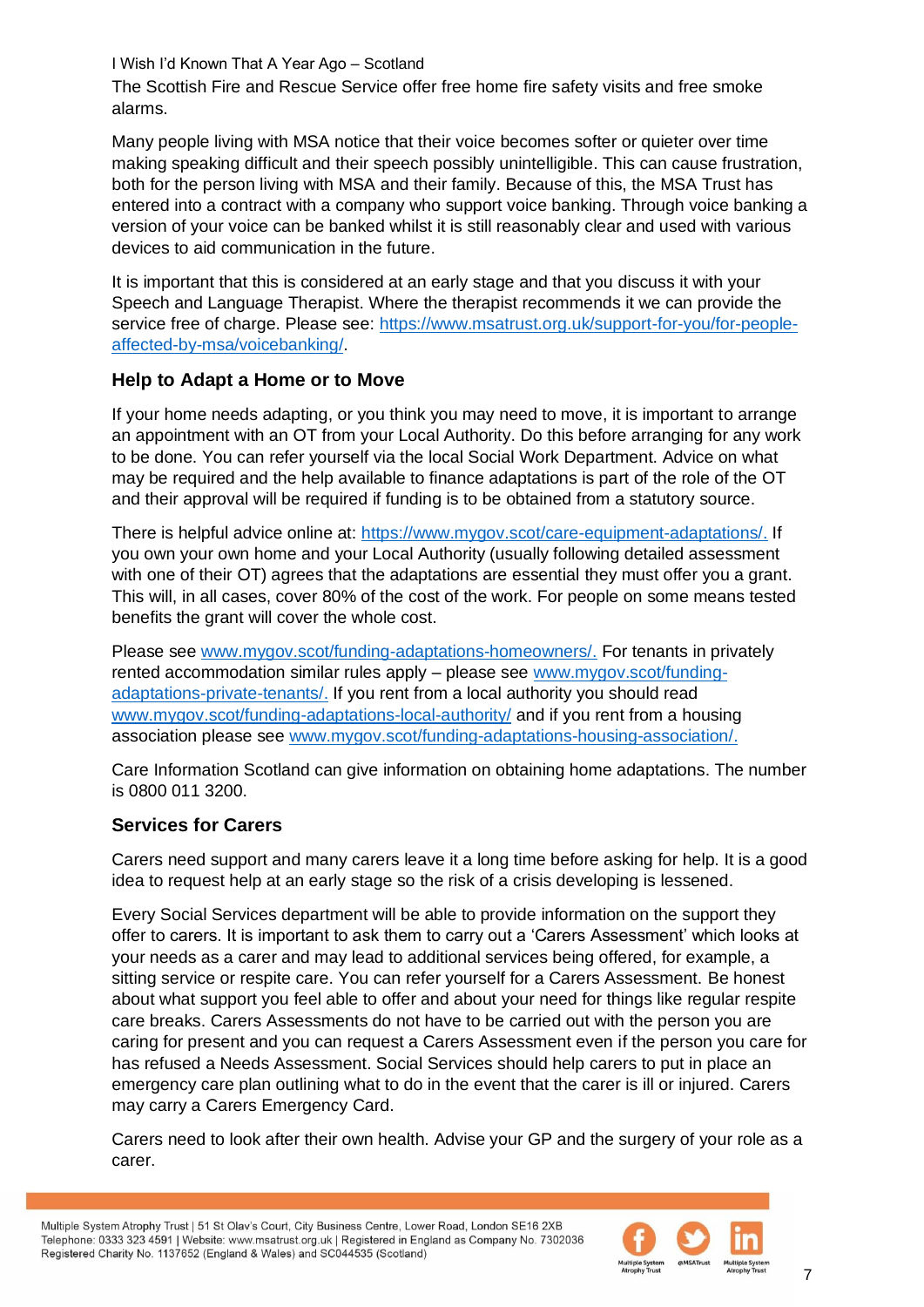The Scottish Fire and Rescue Service offer free home fire safety visits and free smoke alarms.

Many people living with MSA notice that their voice becomes softer or quieter over time making speaking difficult and their speech possibly unintelligible. This can cause frustration, both for the person living with MSA and their family. Because of this, the MSA Trust has entered into a contract with a company who support voice banking. Through voice banking a version of your voice can be banked whilst it is still reasonably clear and used with various devices to aid communication in the future.

It is important that this is considered at an early stage and that you discuss it with your Speech and Language Therapist. Where the therapist recommends it we can provide the service free of charge. Please see: https://www.msatrust.org.uk/support-for-you/for-people-affected-by-msa/voicebanking/.

## Help to Adapt a Home or to Move

If your home needs adapting, or you think you may need to move, it is important to arrange an appointment with an OT from your Local Authority. Do this before arranging for any work to be done. You can refer yourself via the local Social Work Department. Advice on what may be required and the help available to finance adaptations is part of the role of the OT and their approval will be required if funding is to be obtained from a statutory source.

There is helpful advice online at: https://www.mygov.scot/care-equipment-adaptations/. If you own your own home and your Local Authority (usually following detailed assessment with one of their OT) agrees that the adaptations are essential they must offer you a grant. This will, in all cases, cover 80% of the cost of the work. For people on some means tested benefits the grant will cover the whole cost.

Please see www.mygov.scot/funding-adaptations-homeowners/. For tenants in privately rented accommodation similar rules apply – please see www.mygov.scot/funding-adaptations-private-tenants/. If you rent from a local authority you should read www.mygov.scot/funding-adaptations-local-authority/ and if you rent from a housing association please see www.mygov.scot/funding-adaptations-housing-association/.

Care Information Scotland can give information on obtaining home adaptations. The number is 0800 011 3200.

## Services for Carers

Carers need support and many carers leave it a long time before asking for help. It is a good idea to request help at an early stage so the risk of a crisis developing is lessened.

Every Social Services department will be able to provide information on the support they offer to carers. It is important to ask them to carry out a 'Carers Assessment' which looks at your needs as a carer and may lead to additional services being offered, for example, a sitting service or respite care. You can refer yourself for a Carers Assessment. Be honest about what support you feel able to offer and about your need for things like regular respite care breaks. Carers Assessments do not have to be carried out with the person you are caring for present and you can request a Carers Assessment even if the person you care for has refused a Needs Assessment. Social Services should help carers to put in place an emergency care plan outlining what to do in the event that the carer is ill or injured. Carers may carry a Carers Emergency Card.

Carers need to look after their own health. Advise your GP and the surgery of your role as a carer.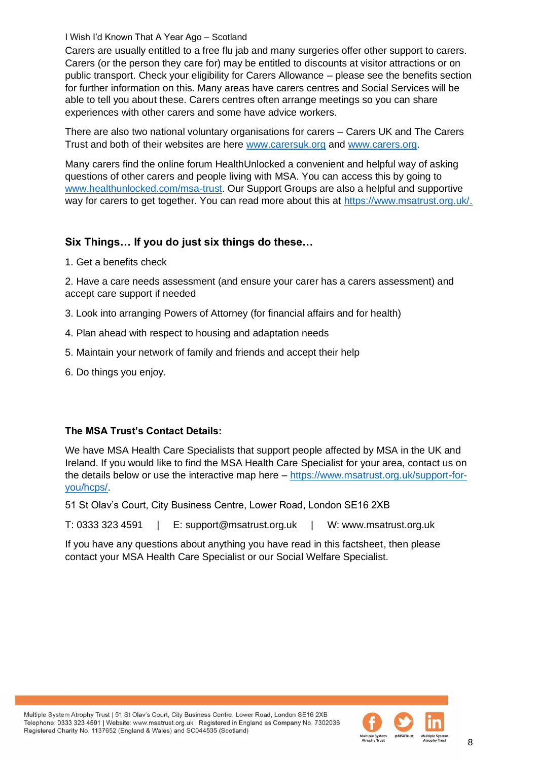Carers are usually entitled to a free flu jab and many surgeries offer other support to carers. Carers (or the person they care for) may be entitled to discounts at visitor attractions or on public transport. Check your eligibility for Carers Allowance – please see the benefits section for further information on this. Many areas have carers centres and Social Services will be able to tell you about these. Carers centres often arrange meetings so you can share experiences with other carers and some have advice workers.

There are also two national voluntary organisations for carers – Carers UK and The Carers Trust and both of their websites are here www.carersuk.org and www.carers.org.

Many carers find the online forum HealthUnlocked a convenient and helpful way of asking questions of other carers and people living with MSA. You can access this by going to www.healthunlocked.com/msa-trust. Our Support Groups are also a helpful and supportive way for carers to get together. You can read more about this at https://www.msatrust.org.uk/.

## Six Things… If you do just six things do these…

1. Get a benefits check
2. Have a care needs assessment (and ensure your carer has a carers assessment) and accept care support if needed
3. Look into arranging Powers of Attorney (for financial affairs and for health)
4. Plan ahead with respect to housing and adaptation needs
5. Maintain your network of family and friends and accept their help
6. Do things you enjoy.

### The MSA Trust's Contact Details:

We have MSA Health Care Specialists that support people affected by MSA in the UK and Ireland. If you would like to find the MSA Health Care Specialist for your area, contact us on the details below or use the interactive map here – https://www.msatrust.org.uk/support-for-you/hcps/.

51 St Olav's Court, City Business Centre, Lower Road, London SE16 2XB

T: 0333 323 4591 | E: support@msatrust.org.uk | W: www.msatrust.org.uk

If you have any questions about anything you have read in this factsheet, then please contact your MSA Health Care Specialist or our Social Welfare Specialist.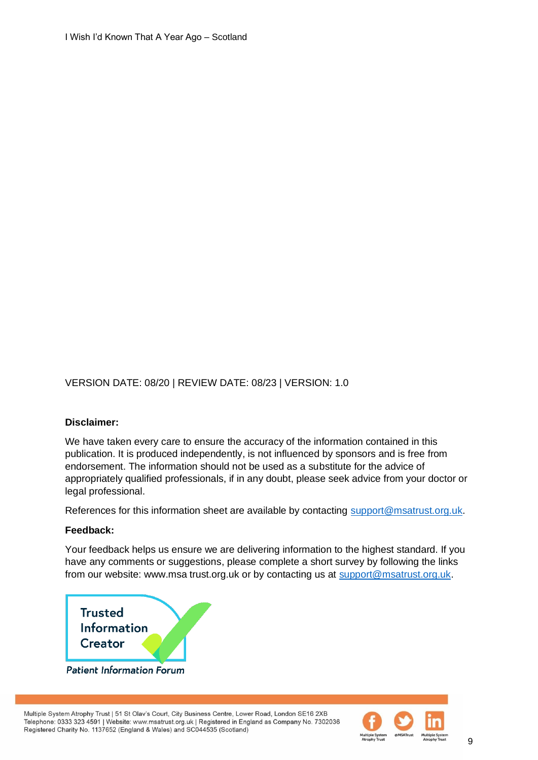VERSION DATE: 08/20 | REVIEW DATE: 08/23 | VERSION: 1.0

**Disclaimer:**

We have taken every care to ensure the accuracy of the information contained in this publication. It is produced independently, is not influenced by sponsors and is free from endorsement. The information should not be used as a substitute for the advice of appropriately qualified professionals, if in any doubt, please seek advice from your doctor or legal professional.

References for this information sheet are available by contacting support@msatrust.org.uk.

**Feedback:**

Your feedback helps us ensure we are delivering information to the highest standard. If you have any comments or suggestions, please complete a short survey by following the links from our website: www.msa trust.org.uk or by contacting us at support@msatrust.org.uk.

Trusted Information Creator

*Patient Information Forum*

Multiple System Atrophy Trust | 51 St Olav's Court, City Business Centre, Lower Road, London SE16 2XB
Telephone: 0333 323 4591 | Website: www.msatrust.org.uk | Registered in England as Company No. 7302036
Registered Charity No. 1137652 (England & Wales) and SC044535 (Scotland)